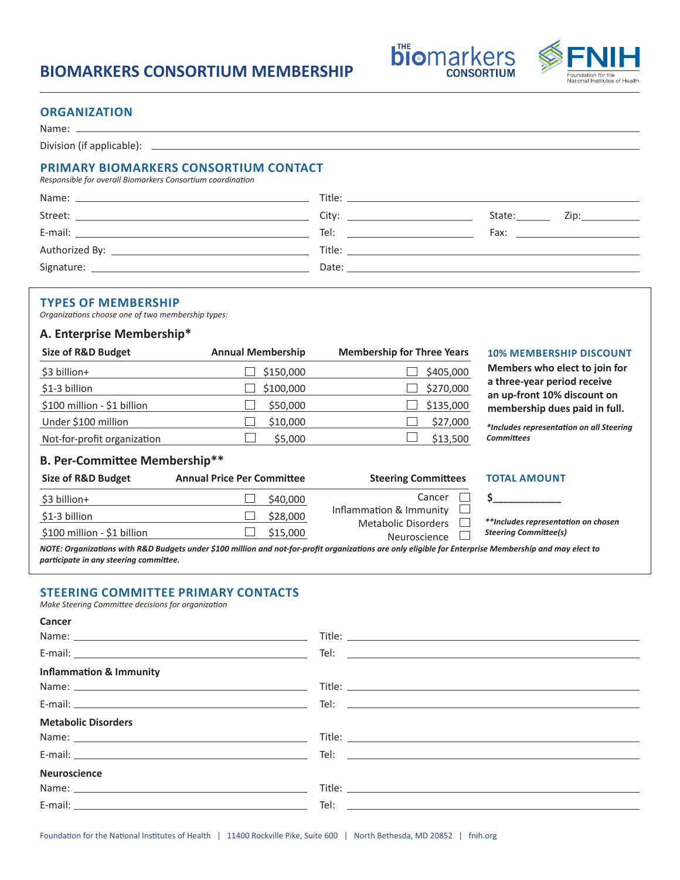# BIOMARKERS CONSORTIUM MEMBERSHIP

## ORGANIZATION

Name: ______________________________

Division (if applicable): ______________________________

## PRIMARY BIOMARKERS CONSORTIUM CONTACT

*Responsible for overall Biomarkers Consortium coordination*

Name: ____________________ Title: ____________________

Street: ____________________ City: ____________ State: ______ Zip: ________

E-mail: ____________________ Tel: ____________ Fax: ____________

Authorized By: ____________________ Title: ____________________

Signature: ____________________ Date: ____________________

## TYPES OF MEMBERSHIP

*Organizations choose one of two membership types:*

### A. Enterprise Membership*

| Size of R&D Budget | Annual Membership | Membership for Three Years |
|---|---|---|
| $3 billion+ | ☐ $150,000 | ☐ $405,000 |
| $1-3 billion | ☐ $100,000 | ☐ $270,000 |
| $100 million - $1 billion | ☐ $50,000 | ☐ $135,000 |
| Under $100 million | ☐ $10,000 | ☐ $27,000 |
| Not-for-profit organization | ☐ $5,000 | ☐ $13,500 |

**10% MEMBERSHIP DISCOUNT**

**Members who elect to join for a three-year period receive an up-front 10% discount on membership dues paid in full.**

***Includes representation on all Steering Committees***

### B. Per-Committee Membership**

| Size of R&D Budget | Annual Price Per Committee |
|---|---|
| $3 billion+ | ☐ $40,000 |
| $1-3 billion | ☐ $28,000 |
| $100 million - $1 billion | ☐ $15,000 |

**Steering Committees**

- Cancer ☐
- Inflammation & Immunity ☐
- Metabolic Disorders ☐
- Neuroscience ☐

**TOTAL AMOUNT**

$____________

***\*Includes representation on chosen Steering Committee(s)***

***NOTE: Organizations with R&D Budgets under $100 million and not-for-profit organizations are only eligible for Enterprise Membership and may elect to participate in any steering committee.***

## STEERING COMMITTEE PRIMARY CONTACTS

*Make Steering Committee decisions for organization*

**Cancer**

Name: ____________________ Title: ____________________

E-mail: ____________________ Tel: ____________________

**Inflammation & Immunity**

Name: ____________________ Title: ____________________

E-mail: ____________________ Tel: ____________________

**Metabolic Disorders**

Name: ____________________ Title: ____________________

E-mail: ____________________ Tel: ____________________

**Neuroscience**

Name: ____________________ Title: ____________________

E-mail: ____________________ Tel: ____________________

Foundation for the National Institutes of Health | 11400 Rockville Pike, Suite 600 | North Bethesda, MD 20852 | fnih.org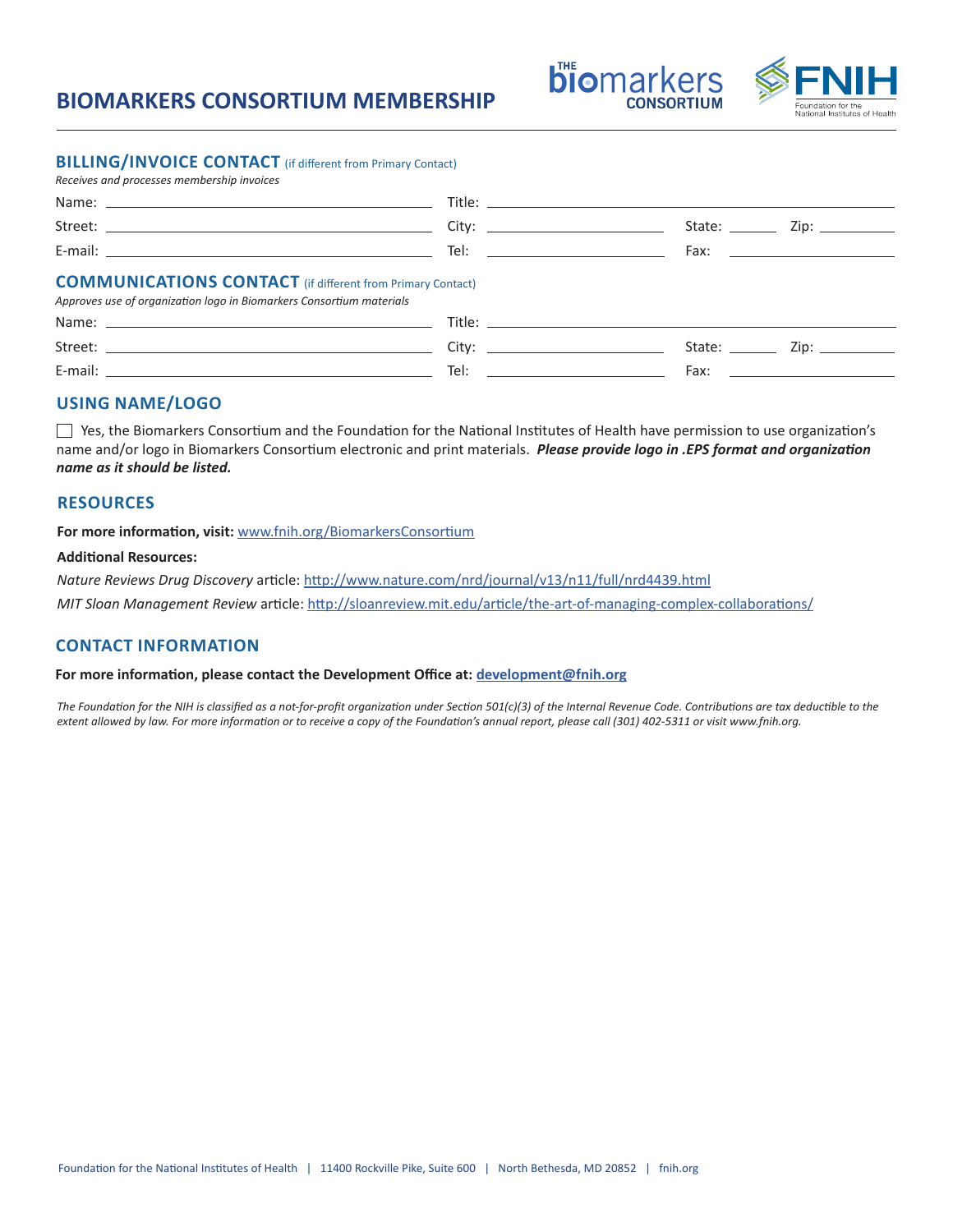# BIOMARKERS CONSORTIUM MEMBERSHIP

## BILLING/INVOICE CONTACT (if different from Primary Contact)

*Receives and processes membership invoices*

Name: ______________________ Title: ______________________

Street: ______________________ City: ______________ State: ______ Zip: ________

E-mail: ______________________ Tel: ______________ Fax: ______________

## COMMUNICATIONS CONTACT (if different from Primary Contact)

*Approves use of organization logo in Biomarkers Consortium materials*

Name: ______________________ Title: ______________________

Street: ______________________ City: ______________ State: ______ Zip: ________

E-mail: ______________________ Tel: ______________ Fax: ______________

## USING NAME/LOGO

☐ Yes, the Biomarkers Consortium and the Foundation for the National Institutes of Health have permission to use organization's name and/or logo in Biomarkers Consortium electronic and print materials. ***Please provide logo in .EPS format and organization name as it should be listed.***

## RESOURCES

**For more information, visit:** www.fnih.org/BiomarkersConsortium

**Additional Resources:**

*Nature Reviews Drug Discovery* article: http://www.nature.com/nrd/journal/v13/n11/full/nrd4439.html

*MIT Sloan Management Review* article: http://sloanreview.mit.edu/article/the-art-of-managing-complex-collaborations/

## CONTACT INFORMATION

**For more information, please contact the Development Office at: development@fnih.org**

*The Foundation for the NIH is classified as a not-for-profit organization under Section 501(c)(3) of the Internal Revenue Code. Contributions are tax deductible to the extent allowed by law. For more information or to receive a copy of the Foundation's annual report, please call (301) 402-5311 or visit www.fnih.org.*

Foundation for the National Institutes of Health | 11400 Rockville Pike, Suite 600 | North Bethesda, MD 20852 | fnih.org